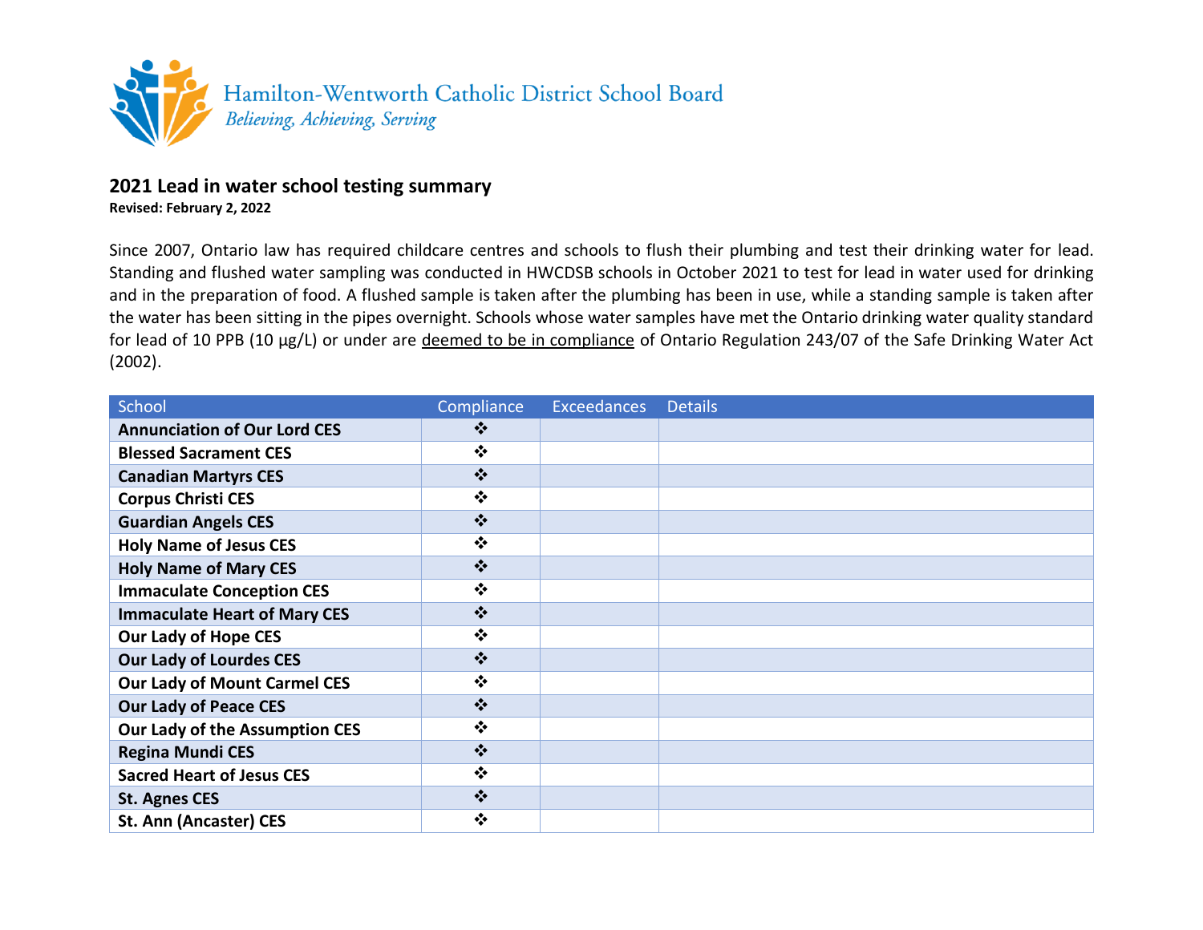Hamilton-Wentworth Catholic District School Board

*Believing, Achieving, Serving*

## 2021 Lead in water school testing summary

**Revised: February 2, 2022**

Since 2007, Ontario law has required childcare centres and schools to flush their plumbing and test their drinking water for lead. Standing and flushed water sampling was conducted in HWCDSB schools in October 2021 to test for lead in water used for drinking and in the preparation of food. A flushed sample is taken after the plumbing has been in use, while a standing sample is taken after the water has been sitting in the pipes overnight. Schools whose water samples have met the Ontario drinking water quality standard for lead of 10 PPB (10 µg/L) or under are deemed to be in compliance of Ontario Regulation 243/07 of the Safe Drinking Water Act (2002).

| School | Compliance | Exceedances | Details |
|---|---|---|---|
| **Annunciation of Our Lord CES** | ❖ | | |
| **Blessed Sacrament CES** | ❖ | | |
| **Canadian Martyrs CES** | ❖ | | |
| **Corpus Christi CES** | ❖ | | |
| **Guardian Angels CES** | ❖ | | |
| **Holy Name of Jesus CES** | ❖ | | |
| **Holy Name of Mary CES** | ❖ | | |
| **Immaculate Conception CES** | ❖ | | |
| **Immaculate Heart of Mary CES** | ❖ | | |
| **Our Lady of Hope CES** | ❖ | | |
| **Our Lady of Lourdes CES** | ❖ | | |
| **Our Lady of Mount Carmel CES** | ❖ | | |
| **Our Lady of Peace CES** | ❖ | | |
| **Our Lady of the Assumption CES** | ❖ | | |
| **Regina Mundi CES** | ❖ | | |
| **Sacred Heart of Jesus CES** | ❖ | | |
| **St. Agnes CES** | ❖ | | |
| **St. Ann (Ancaster) CES** | ❖ | | |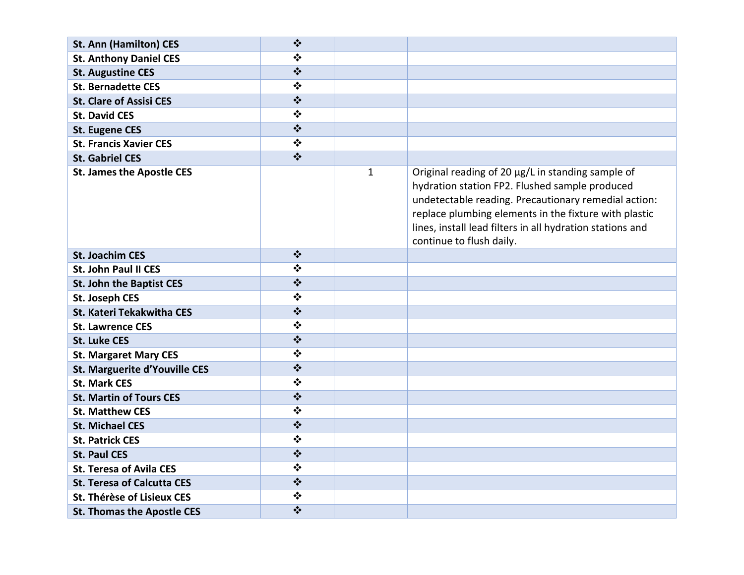| | | | |
|---|---|---|---|
| **St. Ann (Hamilton) CES** | ❖ | | |
| **St. Anthony Daniel CES** | ❖ | | |
| **St. Augustine CES** | ❖ | | |
| **St. Bernadette CES** | ❖ | | |
| **St. Clare of Assisi CES** | ❖ | | |
| **St. David CES** | ❖ | | |
| **St. Eugene CES** | ❖ | | |
| **St. Francis Xavier CES** | ❖ | | |
| **St. Gabriel CES** | ❖ | | |
| **St. James the Apostle CES** | | 1 | Original reading of 20 µg/L in standing sample of hydration station FP2. Flushed sample produced undetectable reading. Precautionary remedial action: replace plumbing elements in the fixture with plastic lines, install lead filters in all hydration stations and continue to flush daily. |
| **St. Joachim CES** | ❖ | | |
| **St. John Paul II CES** | ❖ | | |
| **St. John the Baptist CES** | ❖ | | |
| **St. Joseph CES** | ❖ | | |
| **St. Kateri Tekakwitha CES** | ❖ | | |
| **St. Lawrence CES** | ❖ | | |
| **St. Luke CES** | ❖ | | |
| **St. Margaret Mary CES** | ❖ | | |
| **St. Marguerite d'Youville CES** | ❖ | | |
| **St. Mark CES** | ❖ | | |
| **St. Martin of Tours CES** | ❖ | | |
| **St. Matthew CES** | ❖ | | |
| **St. Michael CES** | ❖ | | |
| **St. Patrick CES** | ❖ | | |
| **St. Paul CES** | ❖ | | |
| **St. Teresa of Avila CES** | ❖ | | |
| **St. Teresa of Calcutta CES** | ❖ | | |
| **St. Thérèse of Lisieux CES** | ❖ | | |
| **St. Thomas the Apostle CES** | ❖ | | |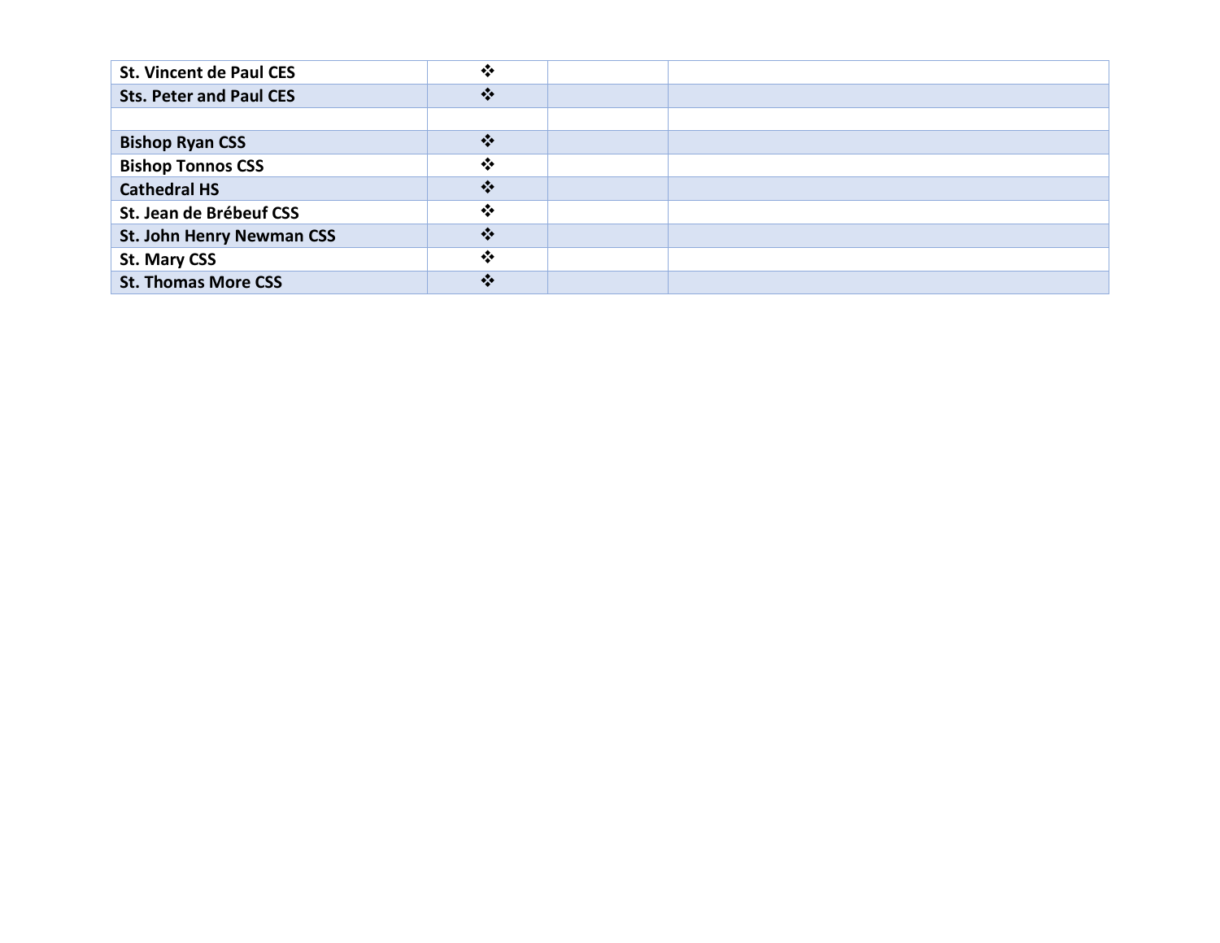| | | | |
|---|---|---|---|
| **St. Vincent de Paul CES** | ❖ | | |
| **Sts. Peter and Paul CES** | ❖ | | |
| | | | |
| **Bishop Ryan CSS** | ❖ | | |
| **Bishop Tonnos CSS** | ❖ | | |
| **Cathedral HS** | ❖ | | |
| **St. Jean de Brébeuf CSS** | ❖ | | |
| **St. John Henry Newman CSS** | ❖ | | |
| **St. Mary CSS** | ❖ | | |
| **St. Thomas More CSS** | ❖ | | |